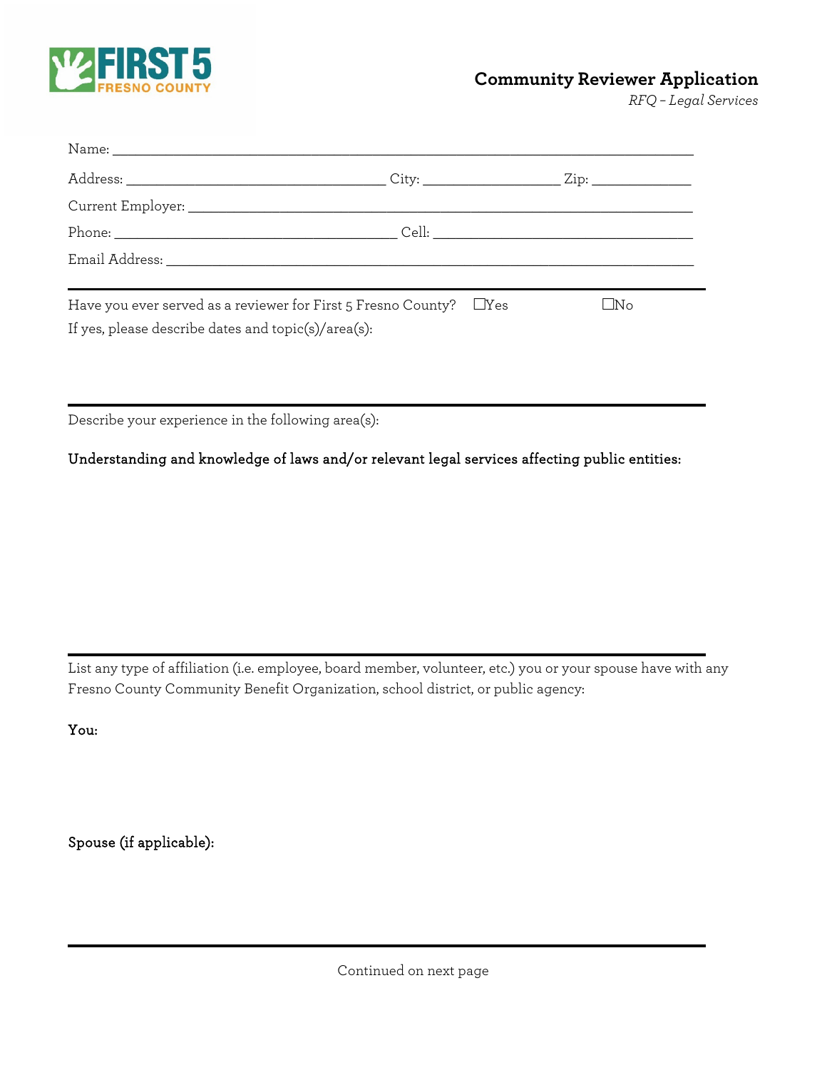FIRST 5 FRESNO COUNTY

# Community Reviewer Application

*RFQ – Legal Services*

Name: ____________________________________________________________________________

Address: ________________________________ City: _________________ Zip: ____________

Current Employer: _______________________________________________________________

Phone: ___________________________________ Cell: _________________________________

Email Address: __________________________________________________________________

---

Have you ever served as a reviewer for First 5 Fresno County? ☐Yes ☐No

If yes, please describe dates and topic(s)/area(s):

---

Describe your experience in the following area(s):

**Understanding and knowledge of laws and/or relevant legal services affecting public entities:**

---

List any type of affiliation (i.e. employee, board member, volunteer, etc.) you or your spouse have with any Fresno County Community Benefit Organization, school district, or public agency:

**You:**

**Spouse (if applicable):**

---

Continued on next page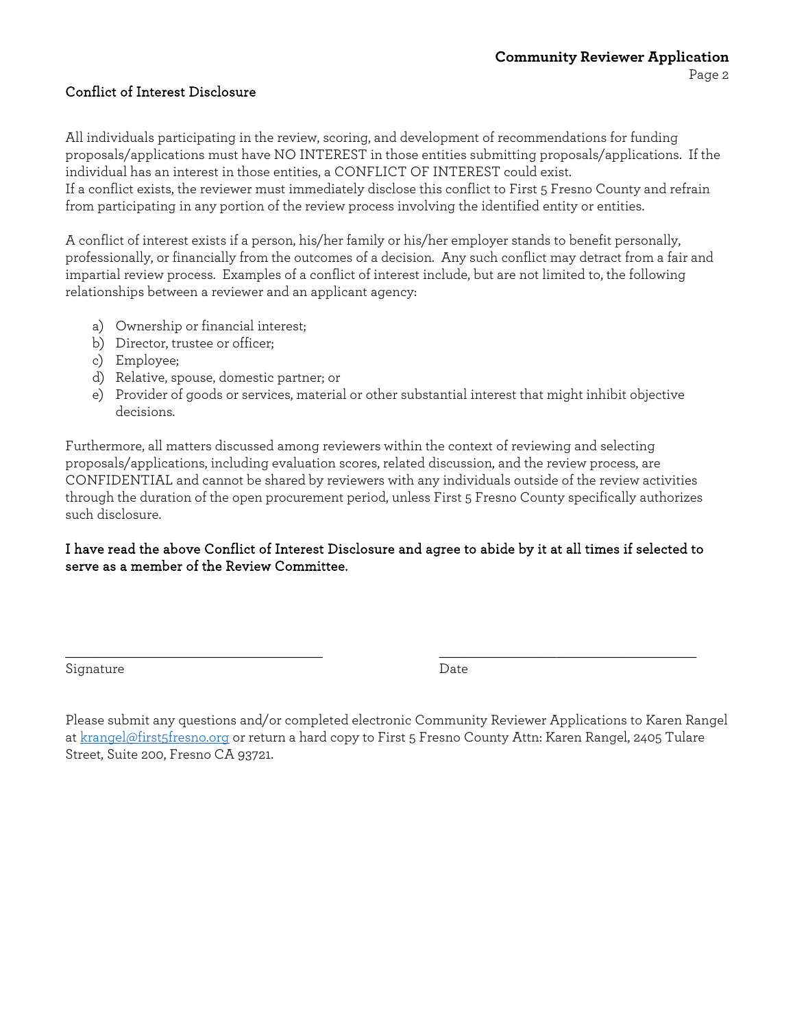## Conflict of Interest Disclosure

All individuals participating in the review, scoring, and development of recommendations for funding proposals/applications must have NO INTEREST in those entities submitting proposals/applications. If the individual has an interest in those entities, a CONFLICT OF INTEREST could exist.
If a conflict exists, the reviewer must immediately disclose this conflict to First 5 Fresno County and refrain from participating in any portion of the review process involving the identified entity or entities.

A conflict of interest exists if a person, his/her family or his/her employer stands to benefit personally, professionally, or financially from the outcomes of a decision. Any such conflict may detract from a fair and impartial review process. Examples of a conflict of interest include, but are not limited to, the following relationships between a reviewer and an applicant agency:

a) Ownership or financial interest;
b) Director, trustee or officer;
c) Employee;
d) Relative, spouse, domestic partner; or
e) Provider of goods or services, material or other substantial interest that might inhibit objective decisions.

Furthermore, all matters discussed among reviewers within the context of reviewing and selecting proposals/applications, including evaluation scores, related discussion, and the review process, are CONFIDENTIAL and cannot be shared by reviewers with any individuals outside of the review activities through the duration of the open procurement period, unless First 5 Fresno County specifically authorizes such disclosure.

**I have read the above Conflict of Interest Disclosure and agree to abide by it at all times if selected to serve as a member of the Review Committee.**

\_\_\_\_\_\_\_\_\_\_\_\_\_\_\_\_\_\_\_\_\_\_\_\_\_\_\_\_\_\_\_\_\_\_\_\_\_\_ \_\_\_\_\_\_\_\_\_\_\_\_\_\_\_\_\_\_\_\_\_\_\_\_\_\_\_\_\_\_\_\_\_\_\_\_\_\_

Signature Date

Please submit any questions and/or completed electronic Community Reviewer Applications to Karen Rangel at krangel@first5fresno.org or return a hard copy to First 5 Fresno County Attn: Karen Rangel, 2405 Tulare Street, Suite 200, Fresno CA 93721.